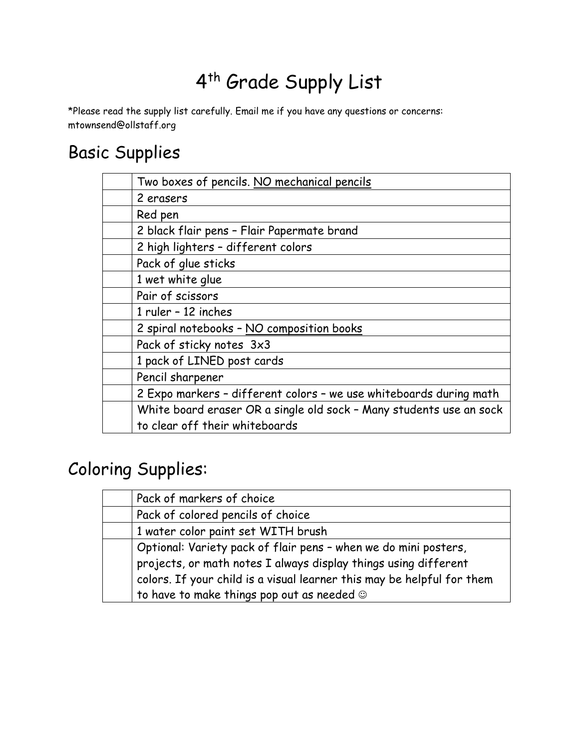# 4th Grade Supply List

*Please read the supply list carefully. Email me if you have any questions or concerns: mtownsend@ollstaff.org

## Basic Supplies

| | |
|---|---|
| | Two boxes of pencils. <u>NO mechanical pencils</u> |
| | 2 erasers |
| | Red pen |
| | 2 black flair pens – Flair Papermate brand |
| | 2 high lighters – different colors |
| | Pack of glue sticks |
| | 1 wet white glue |
| | Pair of scissors |
| | 1 ruler – 12 inches |
| | 2 spiral notebooks – <u>NO composition books</u> |
| | Pack of sticky notes 3x3 |
| | 1 pack of LINED post cards |
| | Pencil sharpener |
| | 2 Expo markers – different colors – we use whiteboards during math |
| | White board eraser OR a single old sock – Many students use an sock to clear off their whiteboards |

## Coloring Supplies:

| | |
|---|---|
| | Pack of markers of choice |
| | Pack of colored pencils of choice |
| | 1 water color paint set WITH brush |
| | Optional: Variety pack of flair pens – when we do mini posters, projects, or math notes I always display things using different colors. If your child is a visual learner this may be helpful for them to have to make things pop out as needed ☺ |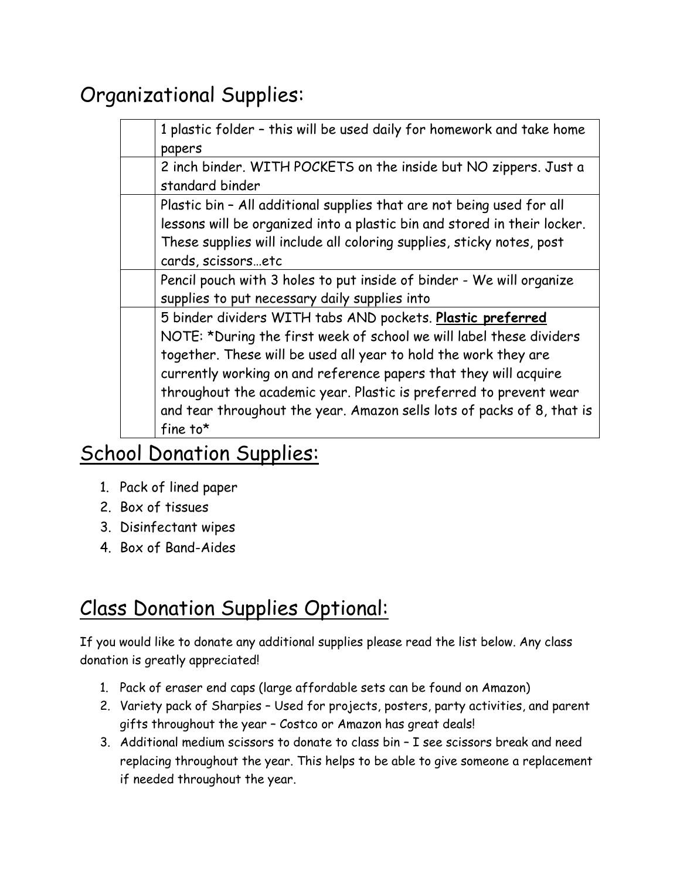## Organizational Supplies:

| | |
|---|---|
| | 1 plastic folder – this will be used daily for homework and take home papers |
| | 2 inch binder. WITH POCKETS on the inside but NO zippers. Just a standard binder |
| | Plastic bin – All additional supplies that are not being used for all lessons will be organized into a plastic bin and stored in their locker. These supplies will include all coloring supplies, sticky notes, post cards, scissors…etc |
| | Pencil pouch with 3 holes to put inside of binder - We will organize supplies to put necessary daily supplies into |
| | 5 binder dividers WITH tabs AND pockets. **Plastic preferred** NOTE: *During the first week of school we will label these dividers together. These will be used all year to hold the work they are currently working on and reference papers that they will acquire throughout the academic year. Plastic is preferred to prevent wear and tear throughout the year. Amazon sells lots of packs of 8, that is fine to* |

## School Donation Supplies:

1. Pack of lined paper
2. Box of tissues
3. Disinfectant wipes
4. Box of Band-Aides

## Class Donation Supplies Optional:

If you would like to donate any additional supplies please read the list below. Any class donation is greatly appreciated!

1. Pack of eraser end caps (large affordable sets can be found on Amazon)
2. Variety pack of Sharpies – Used for projects, posters, party activities, and parent gifts throughout the year – Costco or Amazon has great deals!
3. Additional medium scissors to donate to class bin – I see scissors break and need replacing throughout the year. This helps to be able to give someone a replacement if needed throughout the year.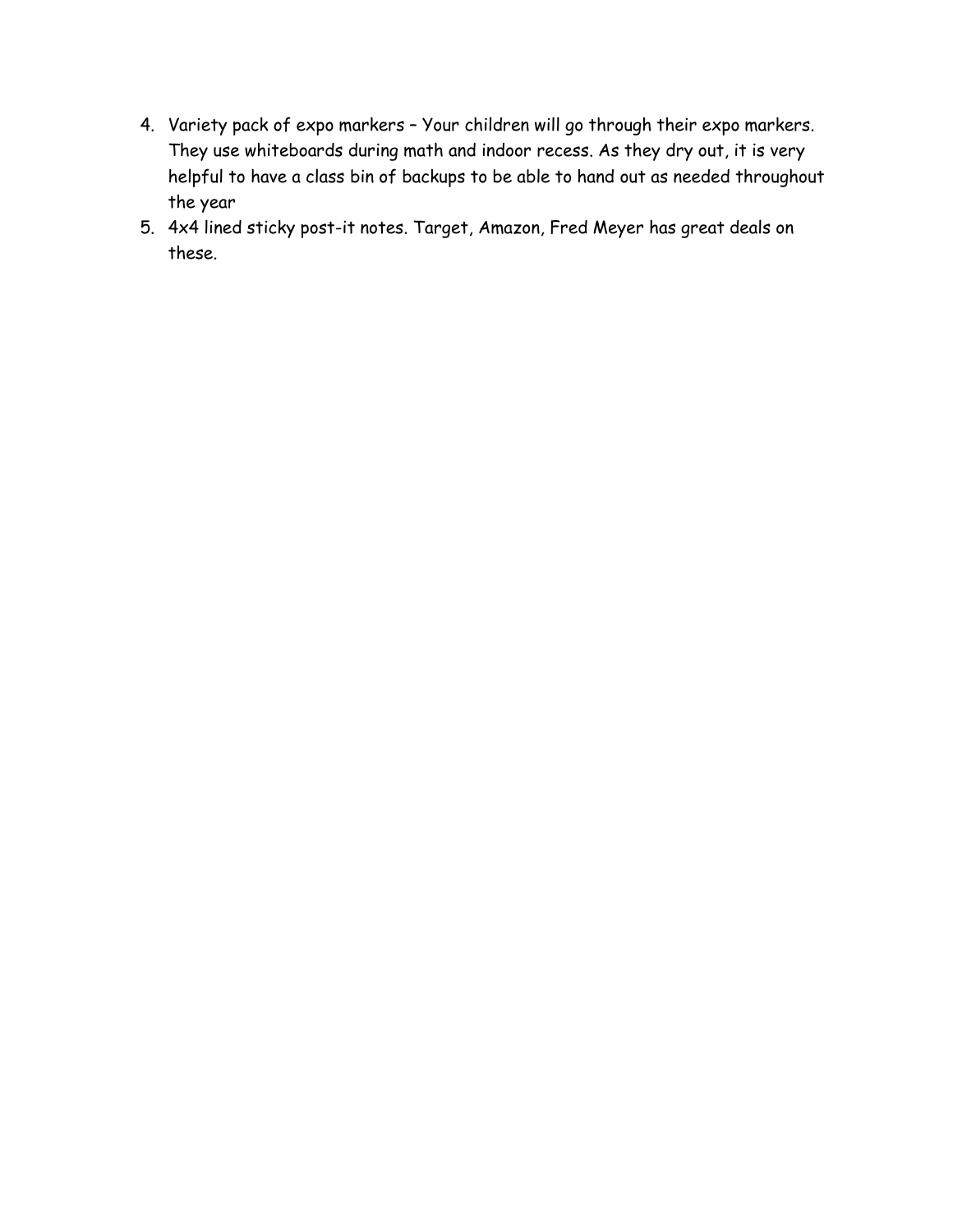4. Variety pack of expo markers – Your children will go through their expo markers. They use whiteboards during math and indoor recess. As they dry out, it is very helpful to have a class bin of backups to be able to hand out as needed throughout the year
5. 4x4 lined sticky post-it notes. Target, Amazon, Fred Meyer has great deals on these.